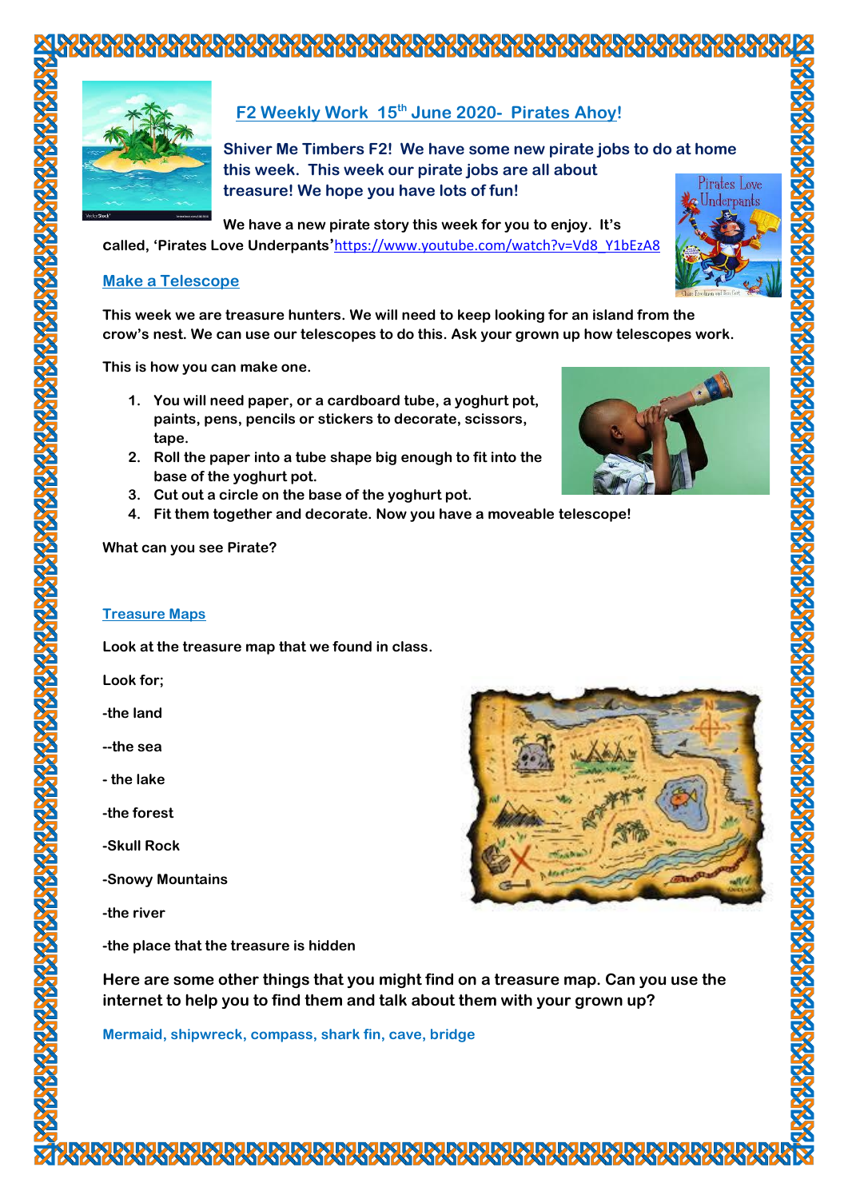## F2 Weekly Work 15th June 2020- Pirates Ahoy!

**Shiver Me Timbers F2! We have some new pirate jobs to do at home this week. This week our pirate jobs are all about treasure! We hope you have lots of fun!**

**We have a new pirate story this week for you to enjoy. It's called, 'Pirates Love Underpants'** https://www.youtube.com/watch?v=Vd8_Y1bEzA8

### Make a Telescope

**This week we are treasure hunters. We will need to keep looking for an island from the crow's nest. We can use our telescopes to do this. Ask your grown up how telescopes work.**

**This is how you can make one.**

1. **You will need paper, or a cardboard tube, a yoghurt pot, paints, pens, pencils or stickers to decorate, scissors, tape.**
2. **Roll the paper into a tube shape big enough to fit into the base of the yoghurt pot.**
3. **Cut out a circle on the base of the yoghurt pot.**
4. **Fit them together and decorate. Now you have a moveable telescope!**

**What can you see Pirate?**

### Treasure Maps

**Look at the treasure map that we found in class.**

**Look for;**

**-the land**

**--the sea**

**- the lake**

**-the forest**

**-Skull Rock**

**-Snowy Mountains**

**-the river**

**-the place that the treasure is hidden**

**Here are some other things that you might find on a treasure map. Can you use the internet to help you to find them and talk about them with your grown up?**

**Mermaid, shipwreck, compass, shark fin, cave, bridge**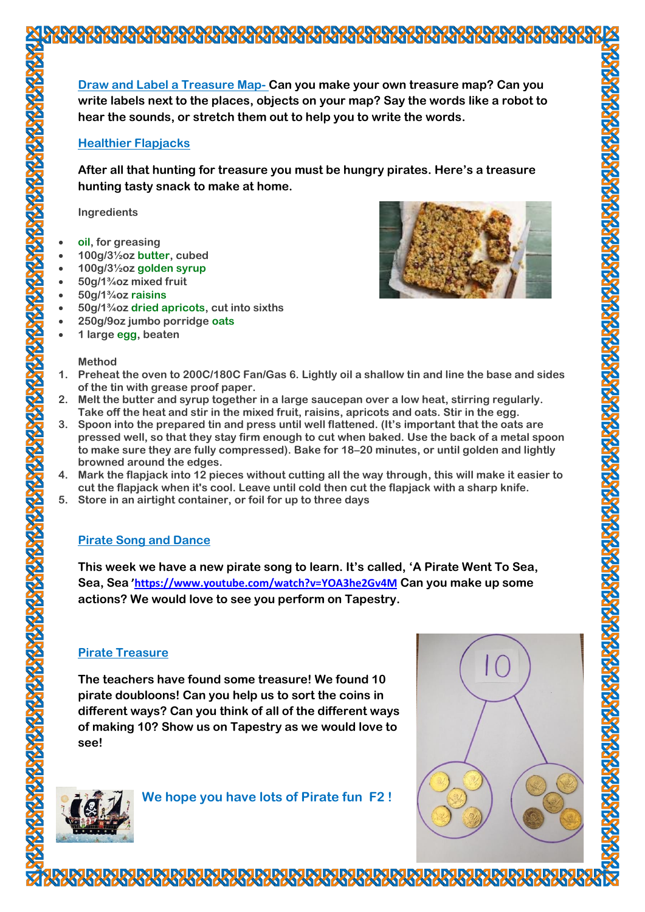**Draw and Label a Treasure Map-** **Can you make your own treasure map? Can you write labels next to the places, objects on your map? Say the words like a robot to hear the sounds, or stretch them out to help you to write the words.**

## Healthier Flapjacks

**After all that hunting for treasure you must be hungry pirates. Here's a treasure hunting tasty snack to make at home.**

Ingredients

- oil, for greasing
- 100g/3½oz butter, cubed
- 100g/3½oz golden syrup
- 50g/1¾oz mixed fruit
- 50g/1¾oz raisins
- 50g/1¾oz dried apricots, cut into sixths
- 250g/9oz jumbo porridge oats
- 1 large egg, beaten

Method

1. Preheat the oven to 200C/180C Fan/Gas 6. Lightly oil a shallow tin and line the base and sides of the tin with grease proof paper.
2. Melt the butter and syrup together in a large saucepan over a low heat, stirring regularly. Take off the heat and stir in the mixed fruit, raisins, apricots and oats. Stir in the egg.
3. Spoon into the prepared tin and press until well flattened. (It's important that the oats are pressed well, so that they stay firm enough to cut when baked. Use the back of a metal spoon to make sure they are fully compressed). Bake for 18–20 minutes, or until golden and lightly browned around the edges.
4. Mark the flapjack into 12 pieces without cutting all the way through, this will make it easier to cut the flapjack when it's cool. Leave until cold then cut the flapjack with a sharp knife.
5. Store in an airtight container, or foil for up to three days

## Pirate Song and Dance

**This week we have a new pirate song to learn. It's called, 'A Pirate Went To Sea, Sea, Sea ' https://www.youtube.com/watch?v=YOA3he2Gv4M Can you make up some actions? We would love to see you perform on Tapestry.**

## Pirate Treasure

**The teachers have found some treasure! We found 10 pirate doubloons! Can you help us to sort the coins in different ways? Can you think of all of the different ways of making 10? Show us on Tapestry as we would love to see!**

10

**We hope you have lots of Pirate fun F2 !**